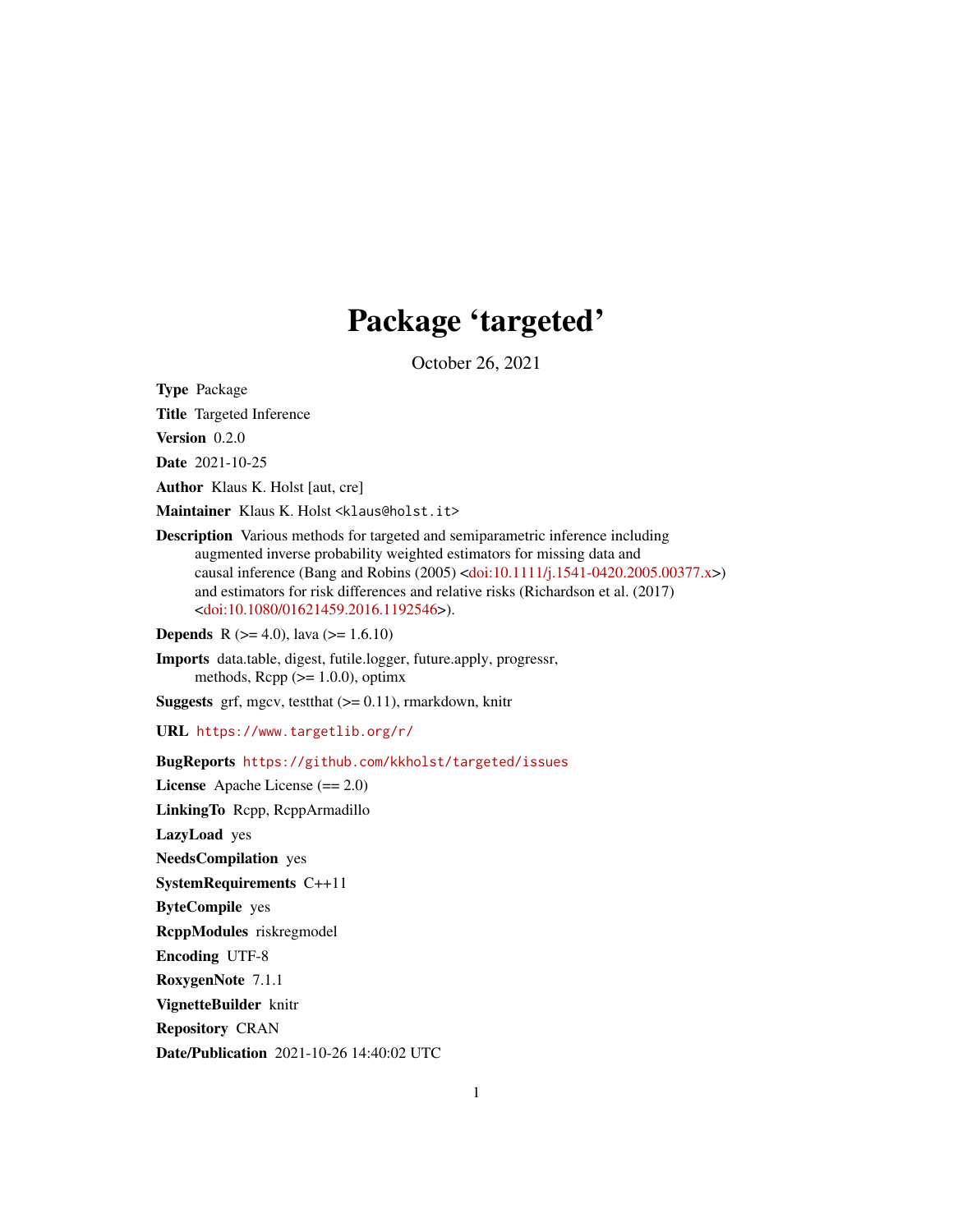# Package 'targeted'

October 26, 2021

**Type** Package

**Title** Targeted Inference

**Version** 0.2.0

**Date** 2021-10-25

**Author** Klaus K. Holst [aut, cre]

**Maintainer** Klaus K. Holst <klaus@holst.it>

**Description** Various methods for targeted and semiparametric inference including augmented inverse probability weighted estimators for missing data and causal inference (Bang and Robins (2005) <doi:10.1111/j.1541-0420.2005.00377.x>) and estimators for risk differences and relative risks (Richardson et al. (2017) <doi:10.1080/01621459.2016.1192546>).

**Depends** R (>= 4.0), lava (>= 1.6.10)

**Imports** data.table, digest, futile.logger, future.apply, progressr, methods, Rcpp (>= 1.0.0), optimx

**Suggests** grf, mgcv, testthat (>= 0.11), rmarkdown, knitr

**URL** https://www.targetlib.org/r/

**BugReports** https://github.com/kkholst/targeted/issues

**License** Apache License (== 2.0)

**LinkingTo** Rcpp, RcppArmadillo

**LazyLoad** yes

**NeedsCompilation** yes

**SystemRequirements** C++11

**ByteCompile** yes

**RcppModules** riskregmodel

**Encoding** UTF-8

**RoxygenNote** 7.1.1

**VignetteBuilder** knitr

**Repository** CRAN

**Date/Publication** 2021-10-26 14:40:02 UTC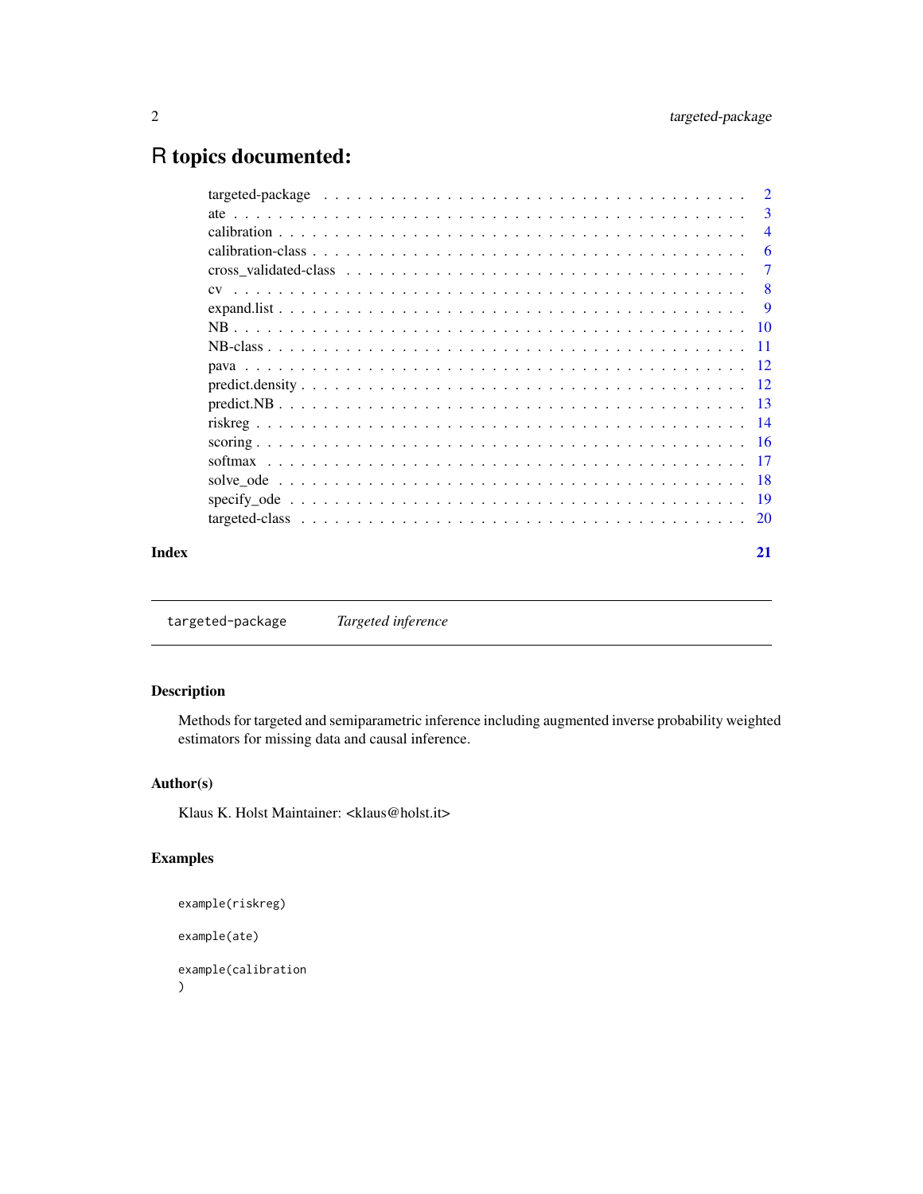# R topics documented:

| | |
|---|---|
| targeted-package | 2 |
| ate | 3 |
| calibration | 4 |
| calibration-class | 6 |
| cross_validated-class | 7 |
| cv | 8 |
| expand.list | 9 |
| NB | 10 |
| NB-class | 11 |
| pava | 12 |
| predict.density | 12 |
| predict.NB | 13 |
| riskreg | 14 |
| scoring | 16 |
| softmax | 17 |
| solve_ode | 18 |
| specify_ode | 19 |
| targeted-class | 20 |
| **Index** | **21** |

---

`targeted-package` *Targeted inference*

---

## Description

Methods for targeted and semiparametric inference including augmented inverse probability weighted estimators for missing data and causal inference.

## Author(s)

Klaus K. Holst Maintainer: <klaus@holst.it>

## Examples

```
example(riskreg)

example(ate)

example(calibration
)
```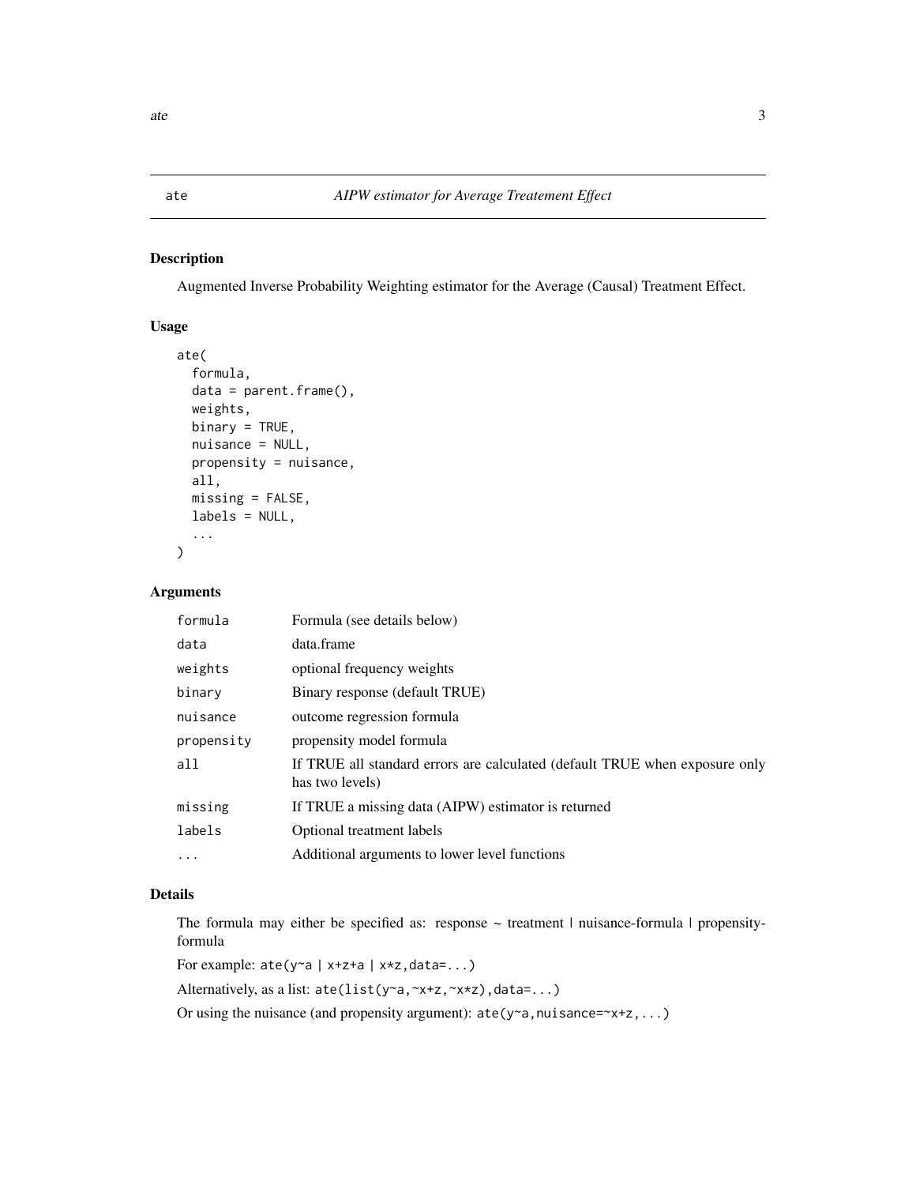# ate — *AIPW estimator for Average Treatement Effect*

## Description

Augmented Inverse Probability Weighting estimator for the Average (Causal) Treatment Effect.

## Usage

```
ate(
  formula,
  data = parent.frame(),
  weights,
  binary = TRUE,
  nuisance = NULL,
  propensity = nuisance,
  all,
  missing = FALSE,
  labels = NULL,
  ...
)
```

## Arguments

| | |
|---|---|
| `formula` | Formula (see details below) |
| `data` | data.frame |
| `weights` | optional frequency weights |
| `binary` | Binary response (default TRUE) |
| `nuisance` | outcome regression formula |
| `propensity` | propensity model formula |
| `all` | If TRUE all standard errors are calculated (default TRUE when exposure only has two levels) |
| `missing` | If TRUE a missing data (AIPW) estimator is returned |
| `labels` | Optional treatment labels |
| `...` | Additional arguments to lower level functions |

## Details

The formula may either be specified as: response ~ treatment | nuisance-formula | propensity-formula

For example: `ate(y~a | x+z+a | x*z,data=...)`

Alternatively, as a list: `ate(list(y~a,~x+z,~x*z),data=...)`

Or using the nuisance (and propensity argument): `ate(y~a,nuisance=~x+z,...)`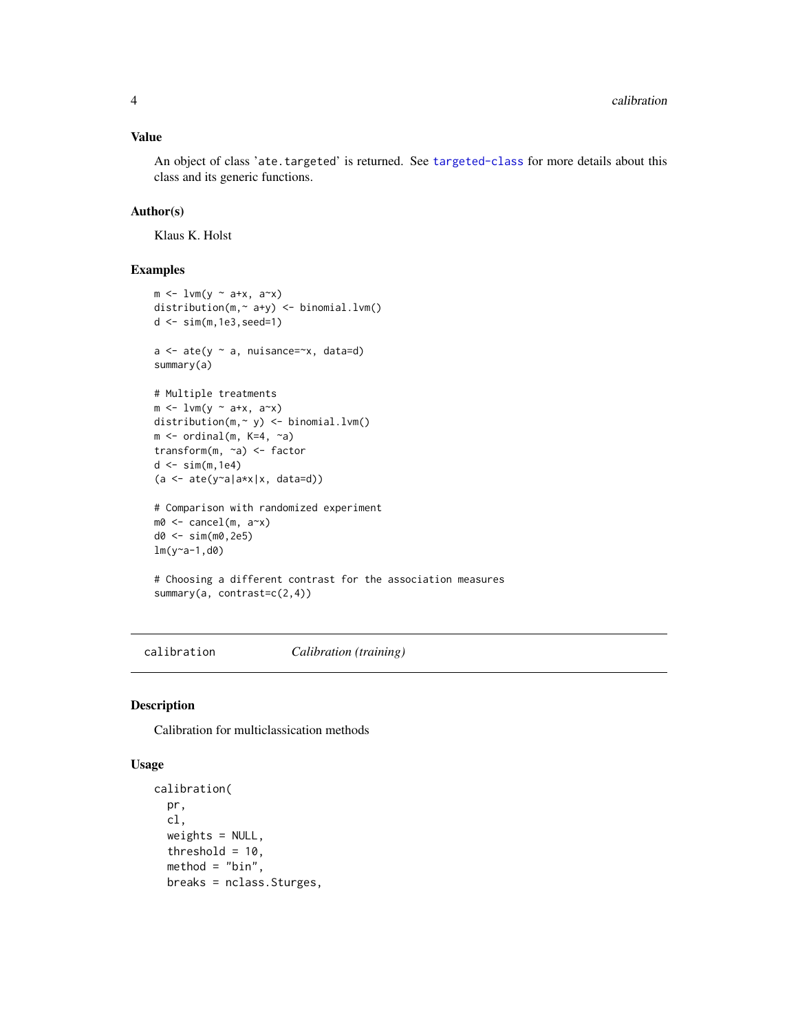## Value

An object of class 'ate.targeted' is returned. See targeted-class for more details about this class and its generic functions.

## Author(s)

Klaus K. Holst

## Examples

```
m <- lvm(y ~ a+x, a~x)
distribution(m,~ a+y) <- binomial.lvm()
d <- sim(m,1e3,seed=1)

a <- ate(y ~ a, nuisance=~x, data=d)
summary(a)

# Multiple treatments
m <- lvm(y ~ a+x, a~x)
distribution(m,~ y) <- binomial.lvm()
m <- ordinal(m, K=4, ~a)
transform(m, ~a) <- factor
d <- sim(m,1e4)
(a <- ate(y~a|a*x|x, data=d))

# Comparison with randomized experiment
m0 <- cancel(m, a~x)
d0 <- sim(m0,2e5)
lm(y~a-1,d0)

# Choosing a different contrast for the association measures
summary(a, contrast=c(2,4))
```

---

# calibration *Calibration (training)*

## Description

Calibration for multiclassication methods

## Usage

```
calibration(
  pr,
  cl,
  weights = NULL,
  threshold = 10,
  method = "bin",
  breaks = nclass.Sturges,
```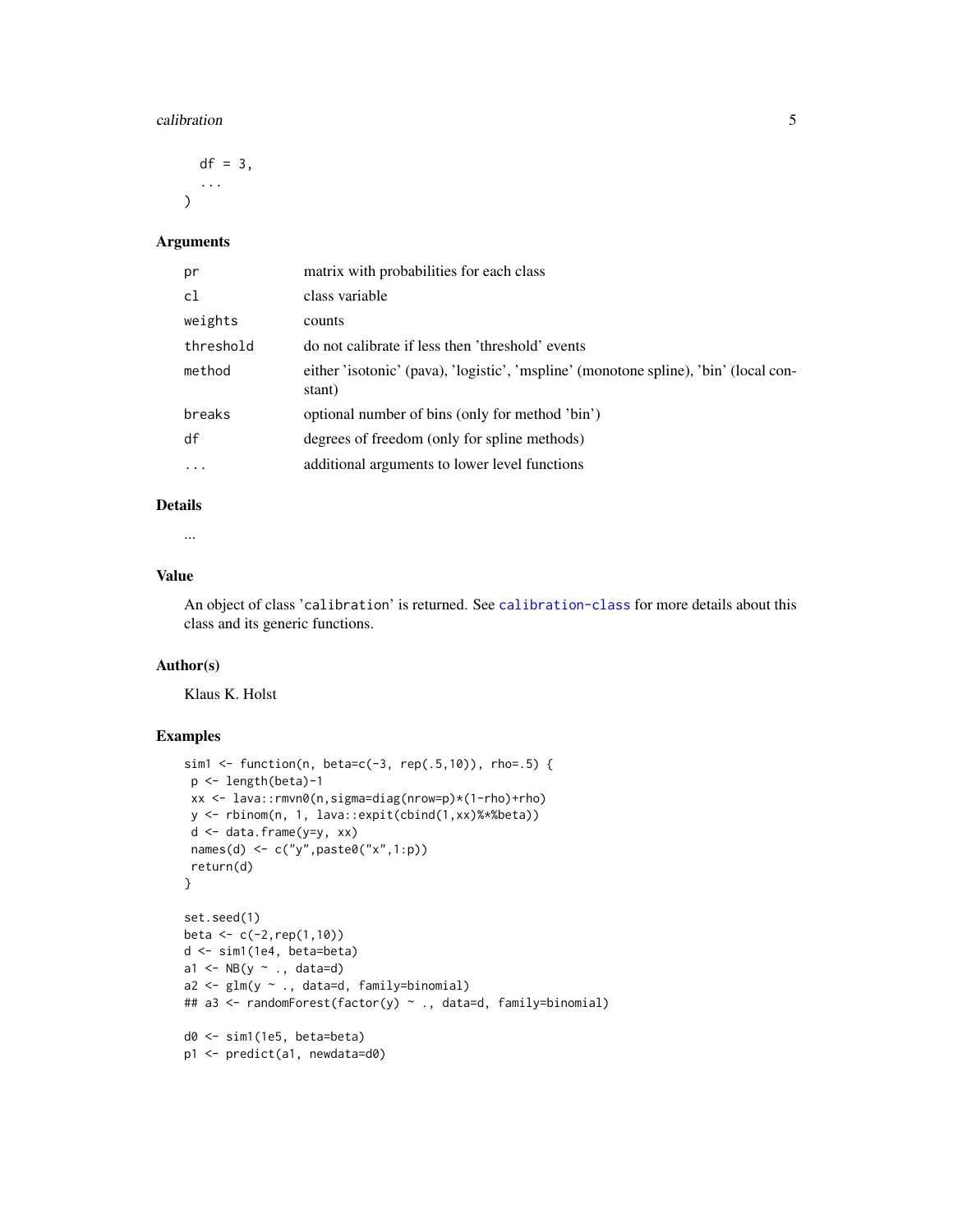```
  df = 3,
  ...
)
```

## Arguments

| | |
|---|---|
| pr | matrix with probabilities for each class |
| cl | class variable |
| weights | counts |
| threshold | do not calibrate if less then 'threshold' events |
| method | either 'isotonic' (pava), 'logistic', 'mspline' (monotone spline), 'bin' (local constant) |
| breaks | optional number of bins (only for method 'bin') |
| df | degrees of freedom (only for spline methods) |
| ... | additional arguments to lower level functions |

## Details

...

## Value

An object of class 'calibration' is returned. See calibration-class for more details about this class and its generic functions.

## Author(s)

Klaus K. Holst

## Examples

```
sim1 <- function(n, beta=c(-3, rep(.5,10)), rho=.5) {
 p <- length(beta)-1
 xx <- lava::rmvn0(n,sigma=diag(nrow=p)*(1-rho)+rho)
 y <- rbinom(n, 1, lava::expit(cbind(1,xx)%*%beta))
 d <- data.frame(y=y, xx)
 names(d) <- c("y",paste0("x",1:p))
 return(d)
}

set.seed(1)
beta <- c(-2,rep(1,10))
d <- sim1(1e4, beta=beta)
a1 <- NB(y ~ ., data=d)
a2 <- glm(y ~ ., data=d, family=binomial)
## a3 <- randomForest(factor(y) ~ ., data=d, family=binomial)

d0 <- sim1(1e5, beta=beta)
p1 <- predict(a1, newdata=d0)
```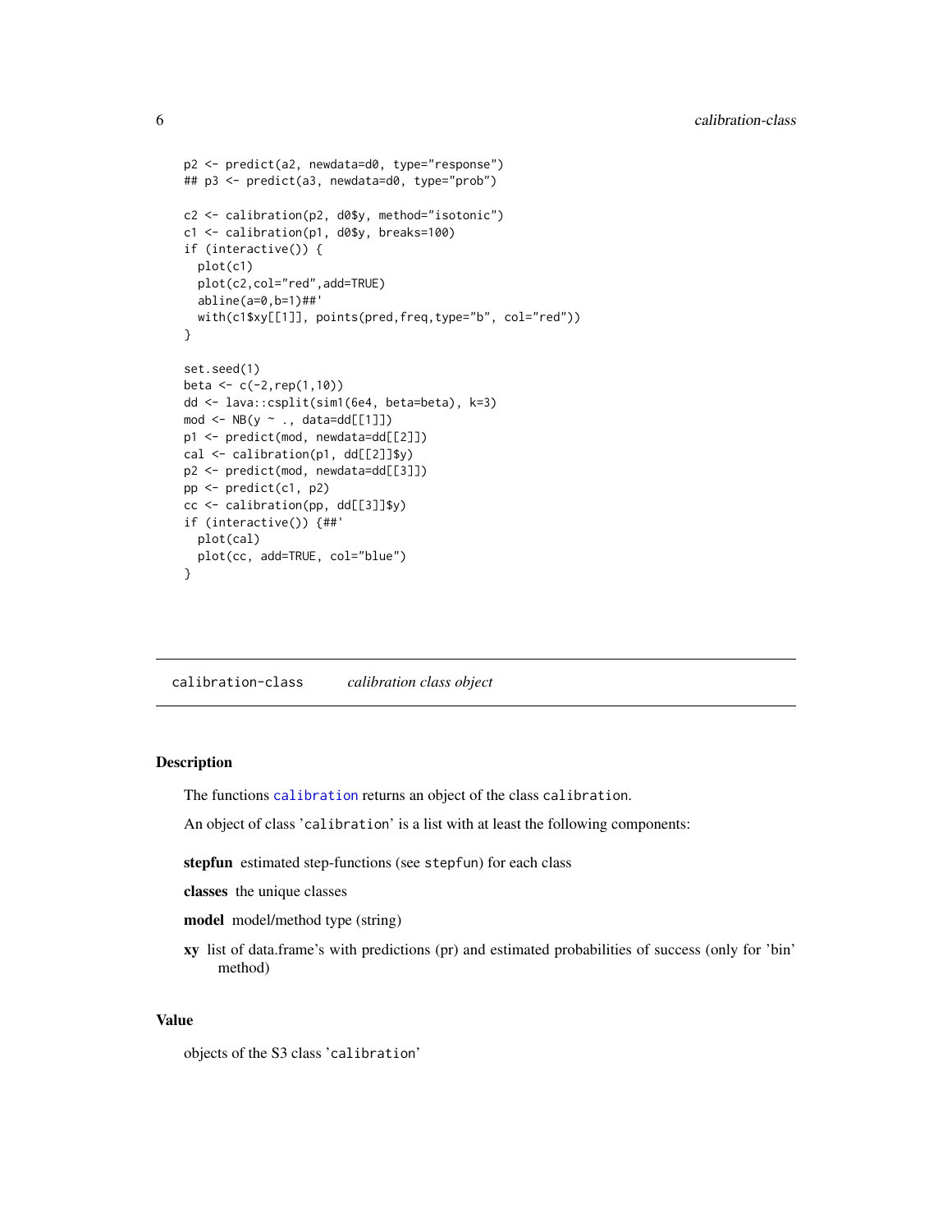```
p2 <- predict(a2, newdata=d0, type="response")
## p3 <- predict(a3, newdata=d0, type="prob")

c2 <- calibration(p2, d0$y, method="isotonic")
c1 <- calibration(p1, d0$y, breaks=100)
if (interactive()) {
  plot(c1)
  plot(c2,col="red",add=TRUE)
  abline(a=0,b=1)##'
  with(c1$xy[[1]], points(pred,freq,type="b", col="red"))
}

set.seed(1)
beta <- c(-2,rep(1,10))
dd <- lava::csplit(sim1(6e4, beta=beta), k=3)
mod <- NB(y ~ ., data=dd[[1]])
p1 <- predict(mod, newdata=dd[[2]])
cal <- calibration(p1, dd[[2]]$y)
p2 <- predict(mod, newdata=dd[[3]])
pp <- predict(c1, p2)
cc <- calibration(pp, dd[[3]]$y)
if (interactive()) {##'
  plot(cal)
  plot(cc, add=TRUE, col="blue")
}
```

---

`calibration-class` *calibration class object*

---

## Description

The functions `calibration` returns an object of the class `calibration`.

An object of class '`calibration`' is a list with at least the following components:

**stepfun** estimated step-functions (see `stepfun`) for each class

**classes** the unique classes

**model** model/method type (string)

**xy** list of data.frame's with predictions (pr) and estimated probabilities of success (only for 'bin' method)

## Value

objects of the S3 class '`calibration`'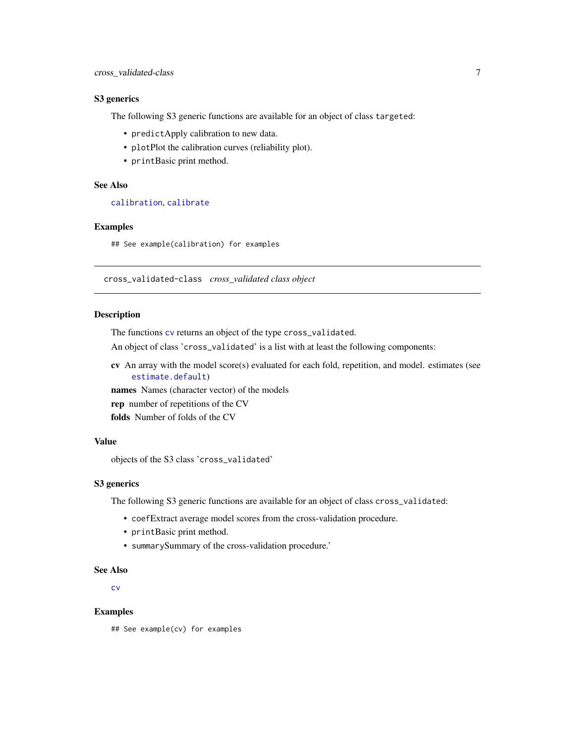### S3 generics

The following S3 generic functions are available for an object of class `targeted`:

- `predict`Apply calibration to new data.
- `plot`Plot the calibration curves (reliability plot).
- `print`Basic print method.

### See Also

`calibration`, `calibrate`

### Examples

```
## See example(calibration) for examples
```

---

## `cross_validated-class` *cross_validated class object*

---

### Description

The functions `cv` returns an object of the type `cross_validated`.

An object of class '`cross_validated`' is a list with at least the following components:

**cv** An array with the model score(s) evaluated for each fold, repetition, and model. estimates (see `estimate.default`)

**names** Names (character vector) of the models

**rep** number of repetitions of the CV

**folds** Number of folds of the CV

### Value

objects of the S3 class '`cross_validated`'

### S3 generics

The following S3 generic functions are available for an object of class `cross_validated`:

- `coef`Extract average model scores from the cross-validation procedure.
- `print`Basic print method.
- `summary`Summary of the cross-validation procedure.'

### See Also

`cv`

### Examples

```
## See example(cv) for examples
```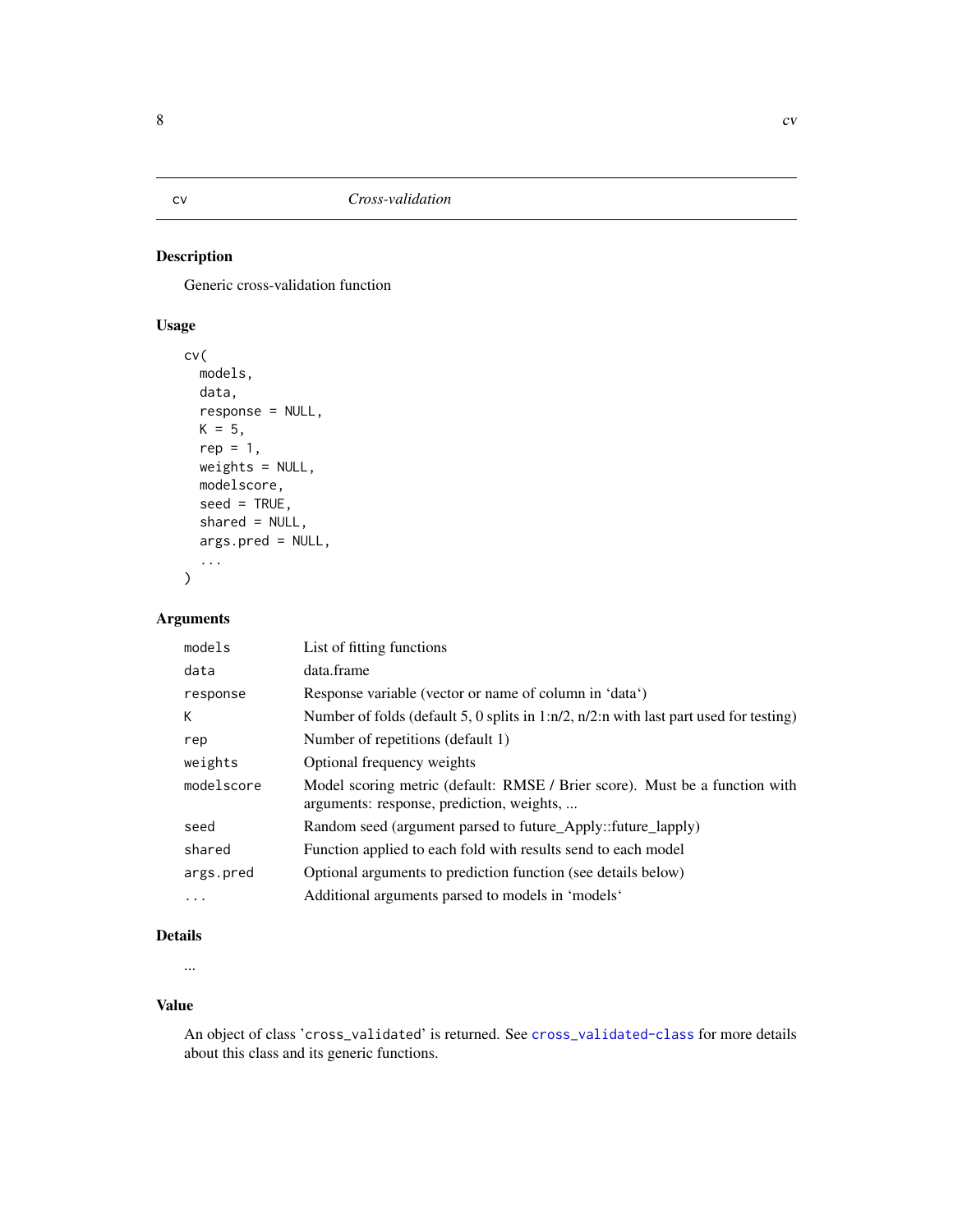## cv — *Cross-validation*

### Description

Generic cross-validation function

### Usage

```
cv(
  models,
  data,
  response = NULL,
  K = 5,
  rep = 1,
  weights = NULL,
  modelscore,
  seed = TRUE,
  shared = NULL,
  args.pred = NULL,
  ...
)
```

### Arguments

| | |
|---|---|
| `models` | List of fitting functions |
| `data` | data.frame |
| `response` | Response variable (vector or name of column in 'data') |
| `K` | Number of folds (default 5, 0 splits in 1:n/2, n/2:n with last part used for testing) |
| `rep` | Number of repetitions (default 1) |
| `weights` | Optional frequency weights |
| `modelscore` | Model scoring metric (default: RMSE / Brier score). Must be a function with arguments: response, prediction, weights, ... |
| `seed` | Random seed (argument parsed to future_Apply::future_lapply) |
| `shared` | Function applied to each fold with results send to each model |
| `args.pred` | Optional arguments to prediction function (see details below) |
| `...` | Additional arguments parsed to models in 'models' |

### Details

...

### Value

An object of class 'cross_validated' is returned. See `cross_validated-class` for more details about this class and its generic functions.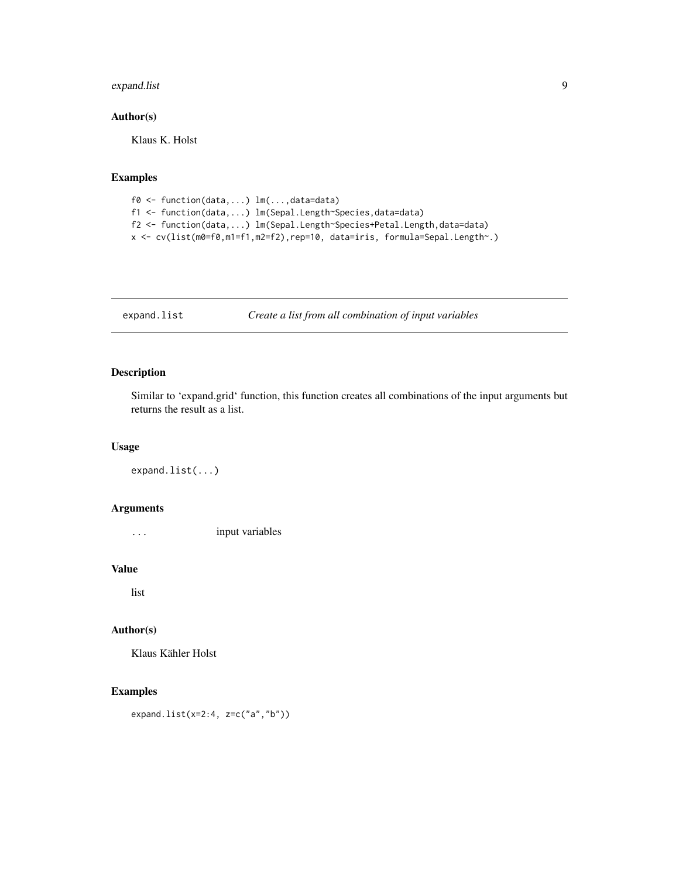### Author(s)

Klaus K. Holst

### Examples

```
f0 <- function(data,...) lm(...,data=data)
f1 <- function(data,...) lm(Sepal.Length~Species,data=data)
f2 <- function(data,...) lm(Sepal.Length~Species+Petal.Length,data=data)
x <- cv(list(m0=f0,m1=f1,m2=f2),rep=10, data=iris, formula=Sepal.Length~.)
```

---

## expand.list — *Create a list from all combination of input variables*

---

### Description

Similar to 'expand.grid' function, this function creates all combinations of the input arguments but returns the result as a list.

### Usage

```
expand.list(...)
```

### Arguments

| | |
|---|---|
| `...` | input variables |

### Value

list

### Author(s)

Klaus Kähler Holst

### Examples

```
expand.list(x=2:4, z=c("a","b"))
```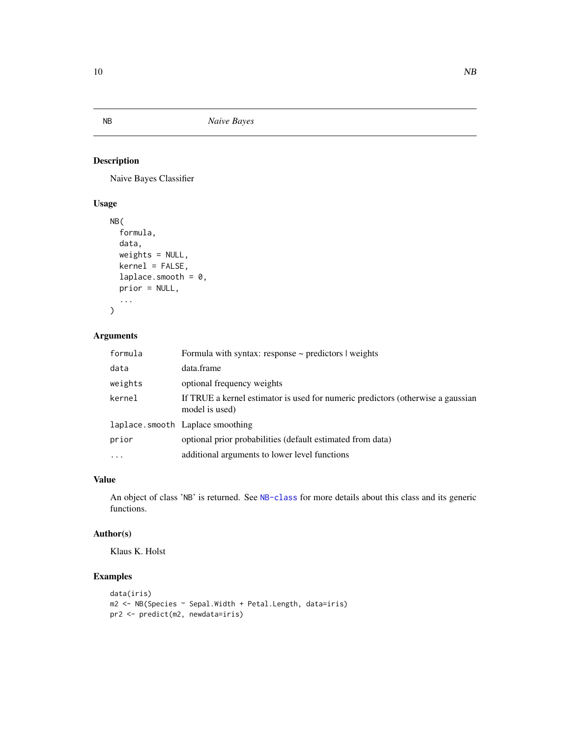# NB — *Naive Bayes*

## Description

Naive Bayes Classifier

## Usage

```
NB(
  formula,
  data,
  weights = NULL,
  kernel = FALSE,
  laplace.smooth = 0,
  prior = NULL,
  ...
)
```

## Arguments

| Argument | Description |
|---|---|
| `formula` | Formula with syntax: response ~ predictors \| weights |
| `data` | data.frame |
| `weights` | optional frequency weights |
| `kernel` | If TRUE a kernel estimator is used for numeric predictors (otherwise a gaussian model is used) |
| `laplace.smooth` | Laplace smoothing |
| `prior` | optional prior probabilities (default estimated from data) |
| `...` | additional arguments to lower level functions |

## Value

An object of class '`NB`' is returned. See `NB-class` for more details about this class and its generic functions.

## Author(s)

Klaus K. Holst

## Examples

```
data(iris)
m2 <- NB(Species ~ Sepal.Width + Petal.Length, data=iris)
pr2 <- predict(m2, newdata=iris)
```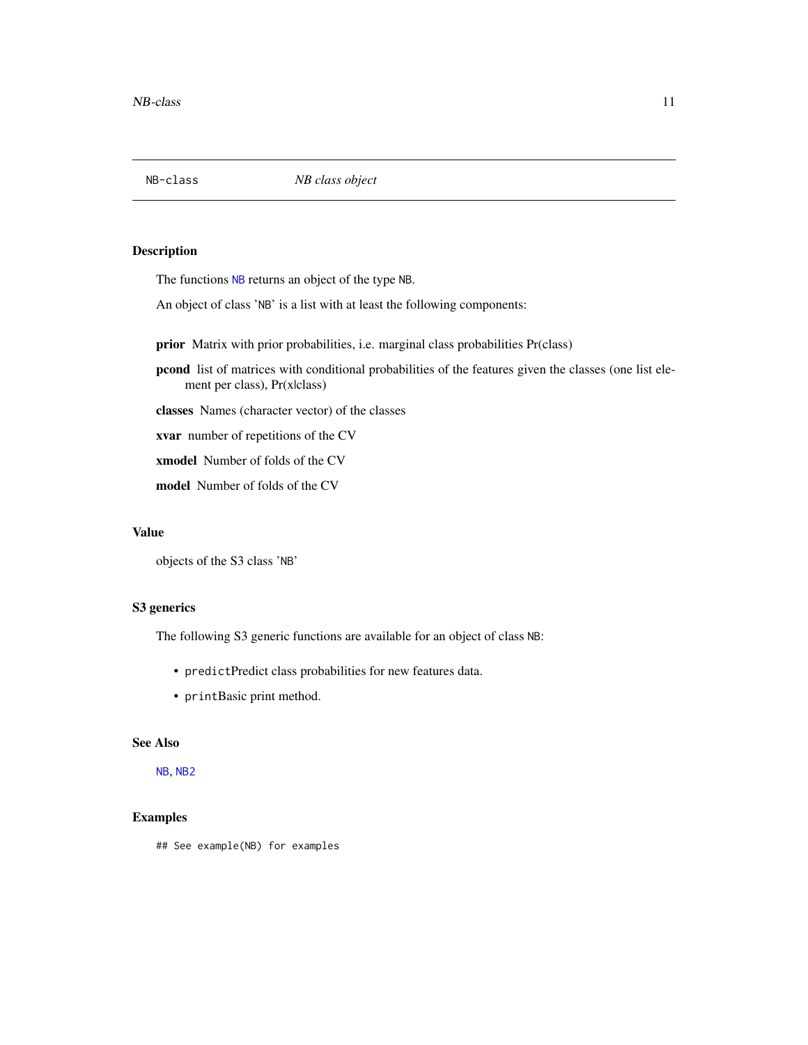## NB-class *NB class object*

### Description

The functions `NB` returns an object of the type `NB`.

An object of class '`NB`' is a list with at least the following components:

**prior** Matrix with prior probabilities, i.e. marginal class probabilities Pr(class)

**pcond** list of matrices with conditional probabilities of the features given the classes (one list element per class), Pr(x|class)

**classes** Names (character vector) of the classes

**xvar** number of repetitions of the CV

**xmodel** Number of folds of the CV

**model** Number of folds of the CV

### Value

objects of the S3 class '`NB`'

### S3 generics

The following S3 generic functions are available for an object of class `NB`:

- `predict`Predict class probabilities for new features data.
- `print`Basic print method.

### See Also

`NB`, `NB2`

### Examples

```
## See example(NB) for examples
```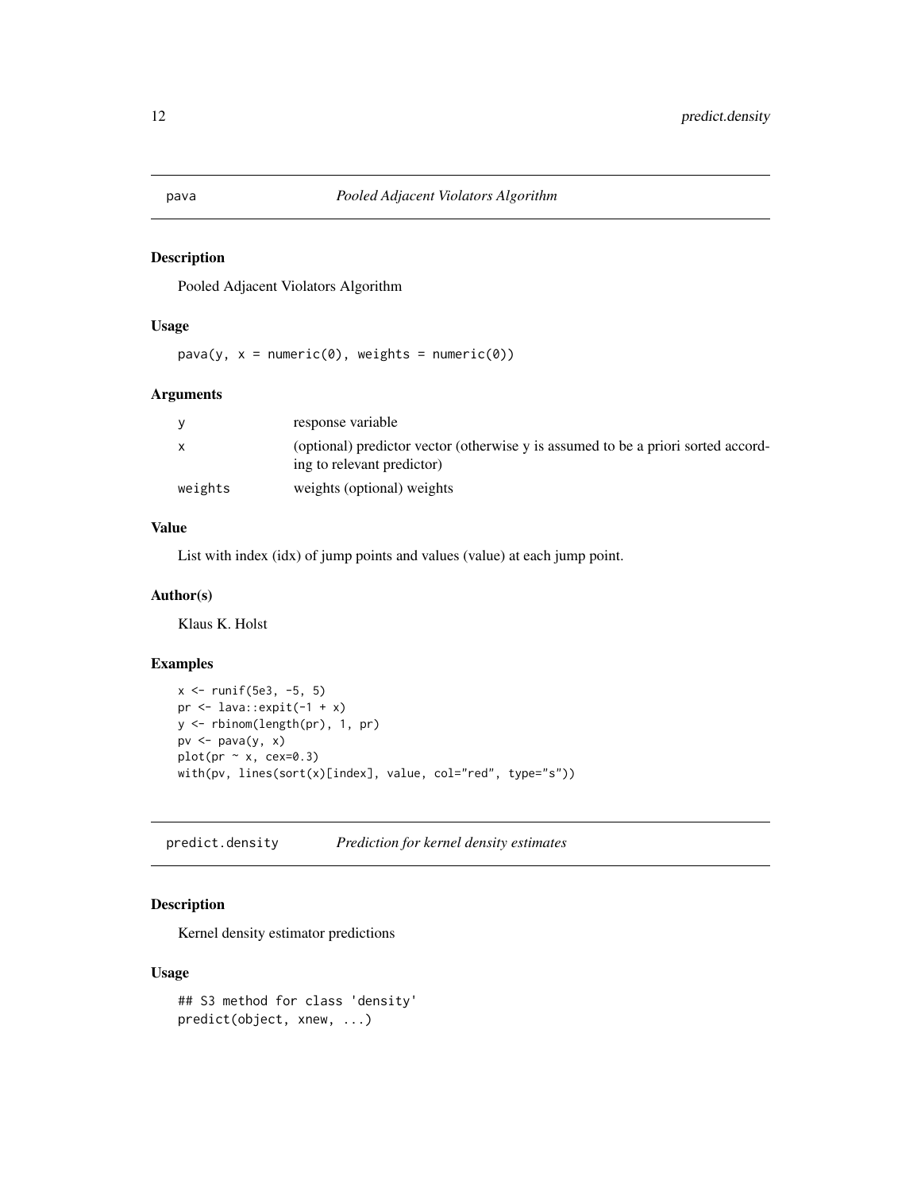## pava *Pooled Adjacent Violators Algorithm*

### Description

Pooled Adjacent Violators Algorithm

### Usage

```
pava(y, x = numeric(0), weights = numeric(0))
```

### Arguments

| | |
|---|---|
| y | response variable |
| x | (optional) predictor vector (otherwise y is assumed to be a priori sorted according to relevant predictor) |
| weights | weights (optional) weights |

### Value

List with index (idx) of jump points and values (value) at each jump point.

### Author(s)

Klaus K. Holst

### Examples

```
x <- runif(5e3, -5, 5)
pr <- lava::expit(-1 + x)
y <- rbinom(length(pr), 1, pr)
pv <- pava(y, x)
plot(pr ~ x, cex=0.3)
with(pv, lines(sort(x)[index], value, col="red", type="s"))
```

## predict.density *Prediction for kernel density estimates*

### Description

Kernel density estimator predictions

### Usage

```
## S3 method for class 'density'
predict(object, xnew, ...)
```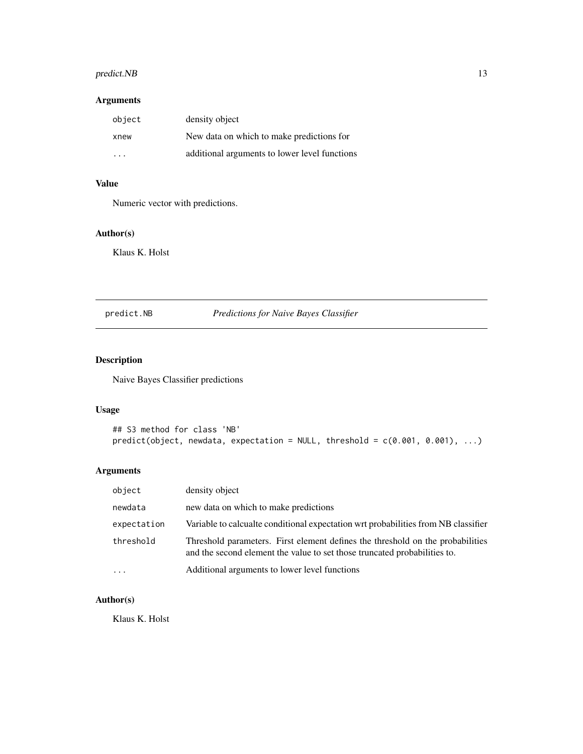### Arguments

| | |
|---|---|
| object | density object |
| xnew | New data on which to make predictions for |
| ... | additional arguments to lower level functions |

### Value

Numeric vector with predictions.

### Author(s)

Klaus K. Holst

---

## predict.NB &nbsp;&nbsp;&nbsp; *Predictions for Naive Bayes Classifier*

---

### Description

Naive Bayes Classifier predictions

### Usage

```
## S3 method for class 'NB'
predict(object, newdata, expectation = NULL, threshold = c(0.001, 0.001), ...)
```

### Arguments

| | |
|---|---|
| object | density object |
| newdata | new data on which to make predictions |
| expectation | Variable to calcualte conditional expectation wrt probabilities from NB classifier |
| threshold | Threshold parameters. First element defines the threshold on the probabilities and the second element the value to set those truncated probabilities to. |
| ... | Additional arguments to lower level functions |

### Author(s)

Klaus K. Holst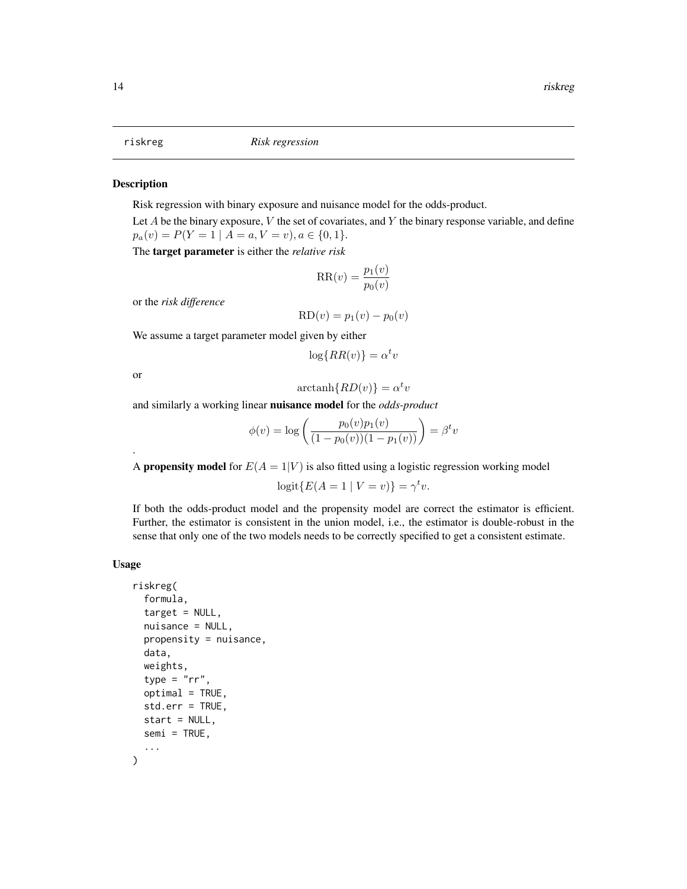riskreg — *Risk regression*

## Description

Risk regression with binary exposure and nuisance model for the odds-product.

Let $A$ be the binary exposure, $V$ the set of covariates, and $Y$ the binary response variable, and define $p_a(v) = P(Y = 1 \mid A = a, V = v), a \in \{0, 1\}$.

The **target parameter** is either the *relative risk*

$$\mathrm{RR}(v) = \frac{p_1(v)}{p_0(v)}$$

or the *risk difference*

$$\mathrm{RD}(v) = p_1(v) - p_0(v)$$

We assume a target parameter model given by either

$$\log\{RR(v)\} = \alpha^t v$$

or

$$\mathrm{arctanh}\{RD(v)\} = \alpha^t v$$

and similarly a working linear **nuisance model** for the *odds-product*

$$\phi(v) = \log\left(\frac{p_0(v)p_1(v)}{(1 - p_0(v))(1 - p_1(v))}\right) = \beta^t v$$

.

A **propensity model** for $E(A = 1|V)$ is also fitted using a logistic regression working model

$$\mathrm{logit}\{E(A = 1 \mid V = v)\} = \gamma^t v.$$

If both the odds-product model and the propensity model are correct the estimator is efficient. Further, the estimator is consistent in the union model, i.e., the estimator is double-robust in the sense that only one of the two models needs to be correctly specified to get a consistent estimate.

## Usage

```
riskreg(
  formula,
  target = NULL,
  nuisance = NULL,
  propensity = nuisance,
  data,
  weights,
  type = "rr",
  optimal = TRUE,
  std.err = TRUE,
  start = NULL,
  semi = TRUE,
  ...
)
```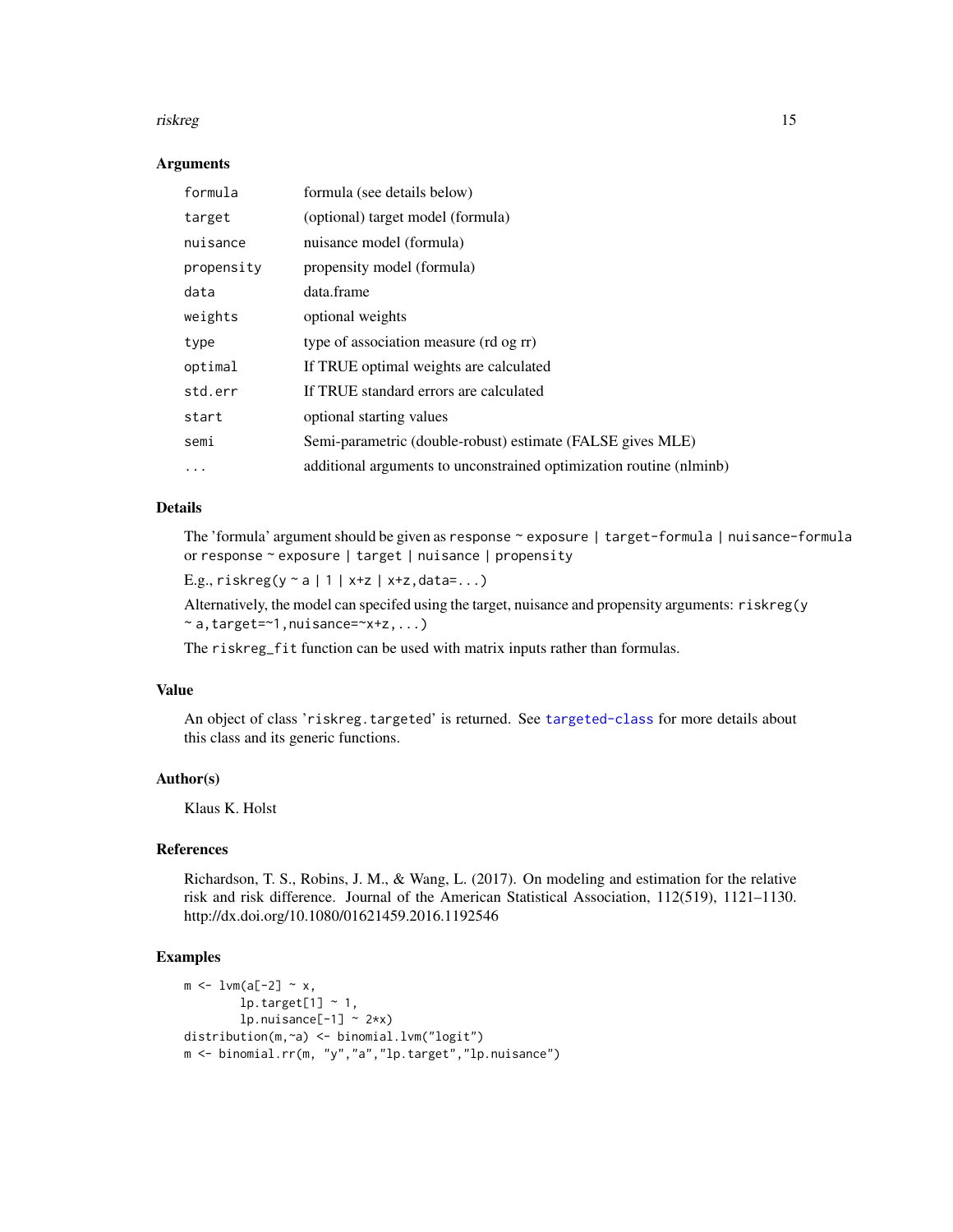### Arguments

| | |
|---|---|
| `formula` | formula (see details below) |
| `target` | (optional) target model (formula) |
| `nuisance` | nuisance model (formula) |
| `propensity` | propensity model (formula) |
| `data` | data.frame |
| `weights` | optional weights |
| `type` | type of association measure (rd og rr) |
| `optimal` | If TRUE optimal weights are calculated |
| `std.err` | If TRUE standard errors are calculated |
| `start` | optional starting values |
| `semi` | Semi-parametric (double-robust) estimate (FALSE gives MLE) |
| `...` | additional arguments to unconstrained optimization routine (nlminb) |

### Details

The 'formula' argument should be given as `response ~ exposure | target-formula | nuisance-formula` or `response ~ exposure | target | nuisance | propensity`

E.g., `riskreg(y ~ a | 1 | x+z | x+z,data=...)`

Alternatively, the model can specifed using the target, nuisance and propensity arguments: `riskreg(y ~ a,target=~1,nuisance=~x+z,...)`

The `riskreg_fit` function can be used with matrix inputs rather than formulas.

### Value

An object of class '`riskreg.targeted`' is returned. See `targeted-class` for more details about this class and its generic functions.

### Author(s)

Klaus K. Holst

### References

Richardson, T. S., Robins, J. M., & Wang, L. (2017). On modeling and estimation for the relative risk and risk difference. Journal of the American Statistical Association, 112(519), 1121–1130. http://dx.doi.org/10.1080/01621459.2016.1192546

### Examples

```
m <- lvm(a[-2] ~ x,
        lp.target[1] ~ 1,
        lp.nuisance[-1] ~ 2*x)
distribution(m,~a) <- binomial.lvm("logit")
m <- binomial.rr(m, "y","a","lp.target","lp.nuisance")
```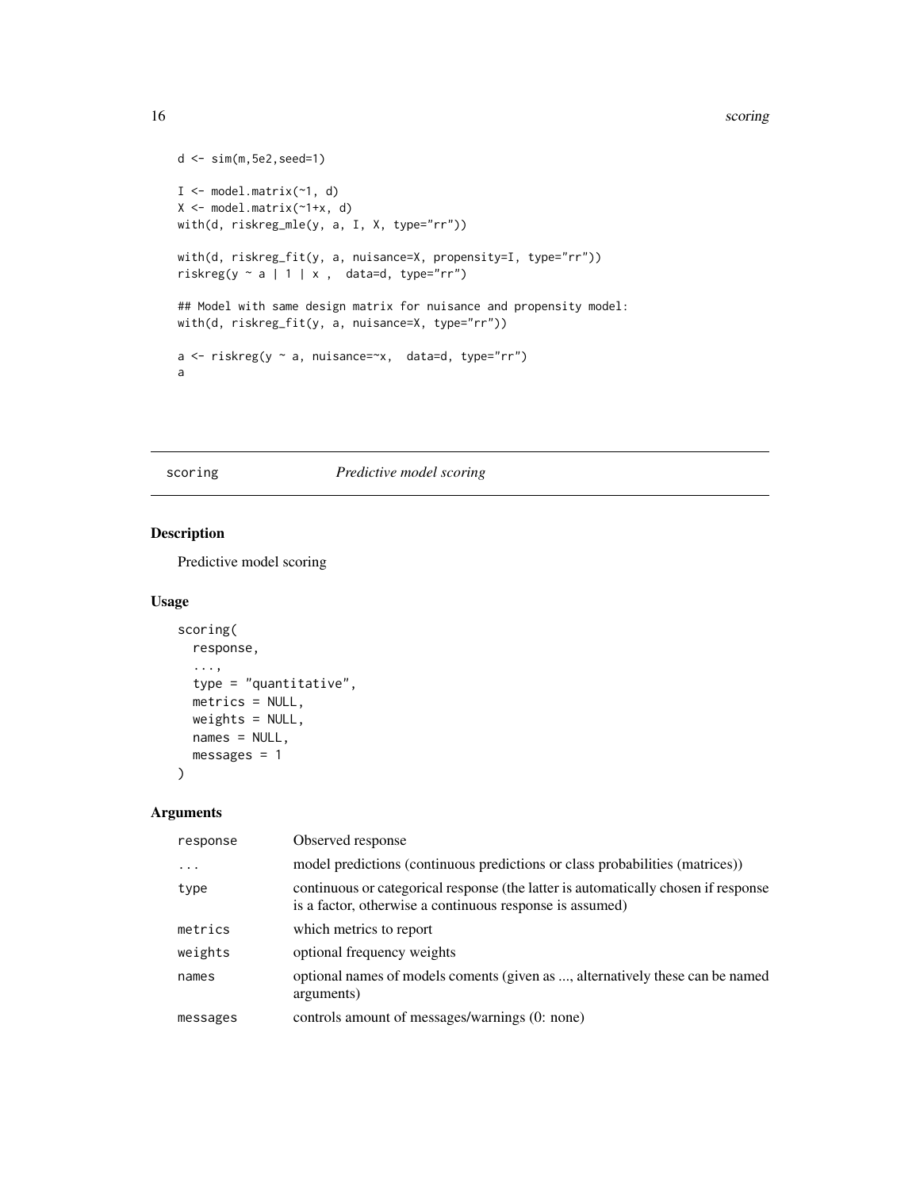```
d <- sim(m,5e2,seed=1)

I <- model.matrix(~1, d)
X <- model.matrix(~1+x, d)
with(d, riskreg_mle(y, a, I, X, type="rr"))

with(d, riskreg_fit(y, a, nuisance=X, propensity=I, type="rr"))
riskreg(y ~ a | 1 | x ,  data=d, type="rr")

## Model with same design matrix for nuisance and propensity model:
with(d, riskreg_fit(y, a, nuisance=X, type="rr"))

a <- riskreg(y ~ a, nuisance=~x,  data=d, type="rr")
a
```

## scoring — *Predictive model scoring*

### Description

Predictive model scoring

### Usage

```
scoring(
  response,
  ...,
  type = "quantitative",
  metrics = NULL,
  weights = NULL,
  names = NULL,
  messages = 1
)
```

### Arguments

| | |
|---|---|
| response | Observed response |
| ... | model predictions (continuous predictions or class probabilities (matrices)) |
| type | continuous or categorical response (the latter is automatically chosen if response is a factor, otherwise a continuous response is assumed) |
| metrics | which metrics to report |
| weights | optional frequency weights |
| names | optional names of models coments (given as ..., alternatively these can be named arguments) |
| messages | controls amount of messages/warnings (0: none) |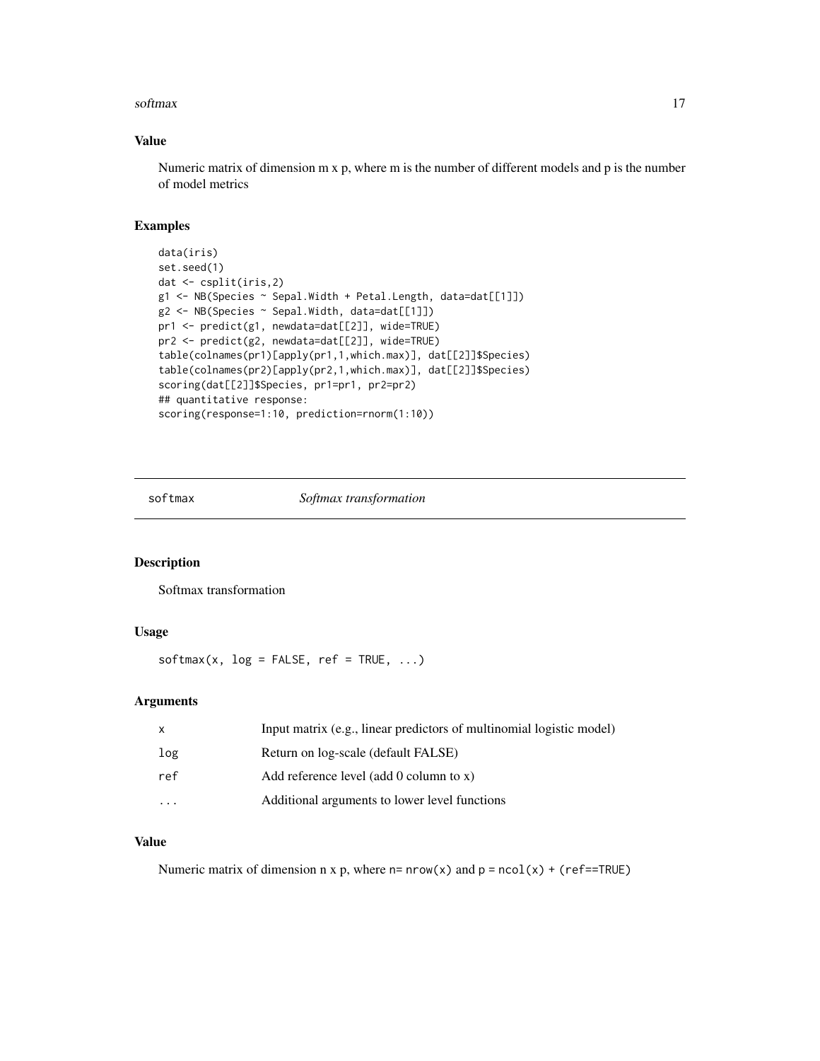## Value

Numeric matrix of dimension m x p, where m is the number of different models and p is the number of model metrics

## Examples

```
data(iris)
set.seed(1)
dat <- csplit(iris,2)
g1 <- NB(Species ~ Sepal.Width + Petal.Length, data=dat[[1]])
g2 <- NB(Species ~ Sepal.Width, data=dat[[1]])
pr1 <- predict(g1, newdata=dat[[2]], wide=TRUE)
pr2 <- predict(g2, newdata=dat[[2]], wide=TRUE)
table(colnames(pr1)[apply(pr1,1,which.max)], dat[[2]]$Species)
table(colnames(pr2)[apply(pr2,1,which.max)], dat[[2]]$Species)
scoring(dat[[2]]$Species, pr1=pr1, pr2=pr2)
## quantitative response:
scoring(response=1:10, prediction=rnorm(1:10))
```

---

# softmax *Softmax transformation*

## Description

Softmax transformation

## Usage

```
softmax(x, log = FALSE, ref = TRUE, ...)
```

## Arguments

| | |
|---|---|
| x | Input matrix (e.g., linear predictors of multinomial logistic model) |
| log | Return on log-scale (default FALSE) |
| ref | Add reference level (add 0 column to x) |
| ... | Additional arguments to lower level functions |

## Value

Numeric matrix of dimension n x p, where `n= nrow(x)` and `p = ncol(x) + (ref==TRUE)`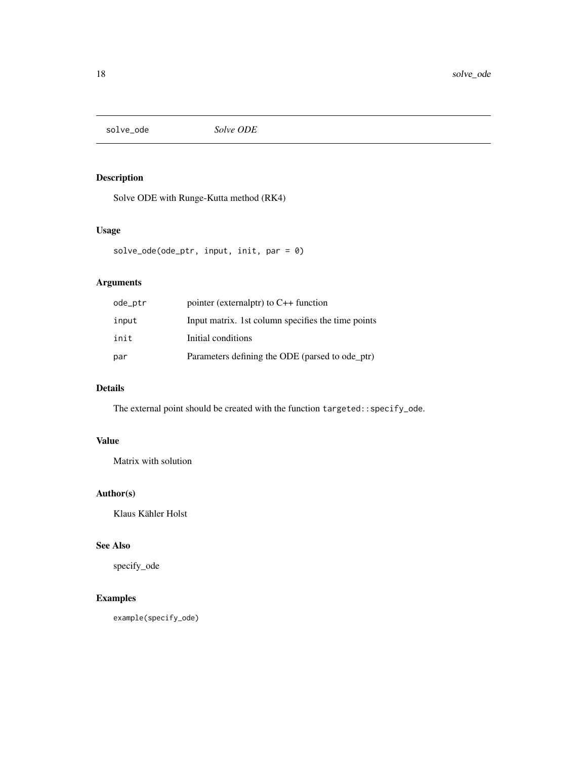`solve_ode` *Solve ODE*

## Description

Solve ODE with Runge-Kutta method (RK4)

## Usage

```
solve_ode(ode_ptr, input, init, par = 0)
```

## Arguments

| | |
|---|---|
| `ode_ptr` | pointer (externalptr) to C++ function |
| `input` | Input matrix. 1st column specifies the time points |
| `init` | Initial conditions |
| `par` | Parameters defining the ODE (parsed to ode_ptr) |

## Details

The external point should be created with the function `targeted::specify_ode`.

## Value

Matrix with solution

## Author(s)

Klaus Kähler Holst

## See Also

specify_ode

## Examples

```
example(specify_ode)
```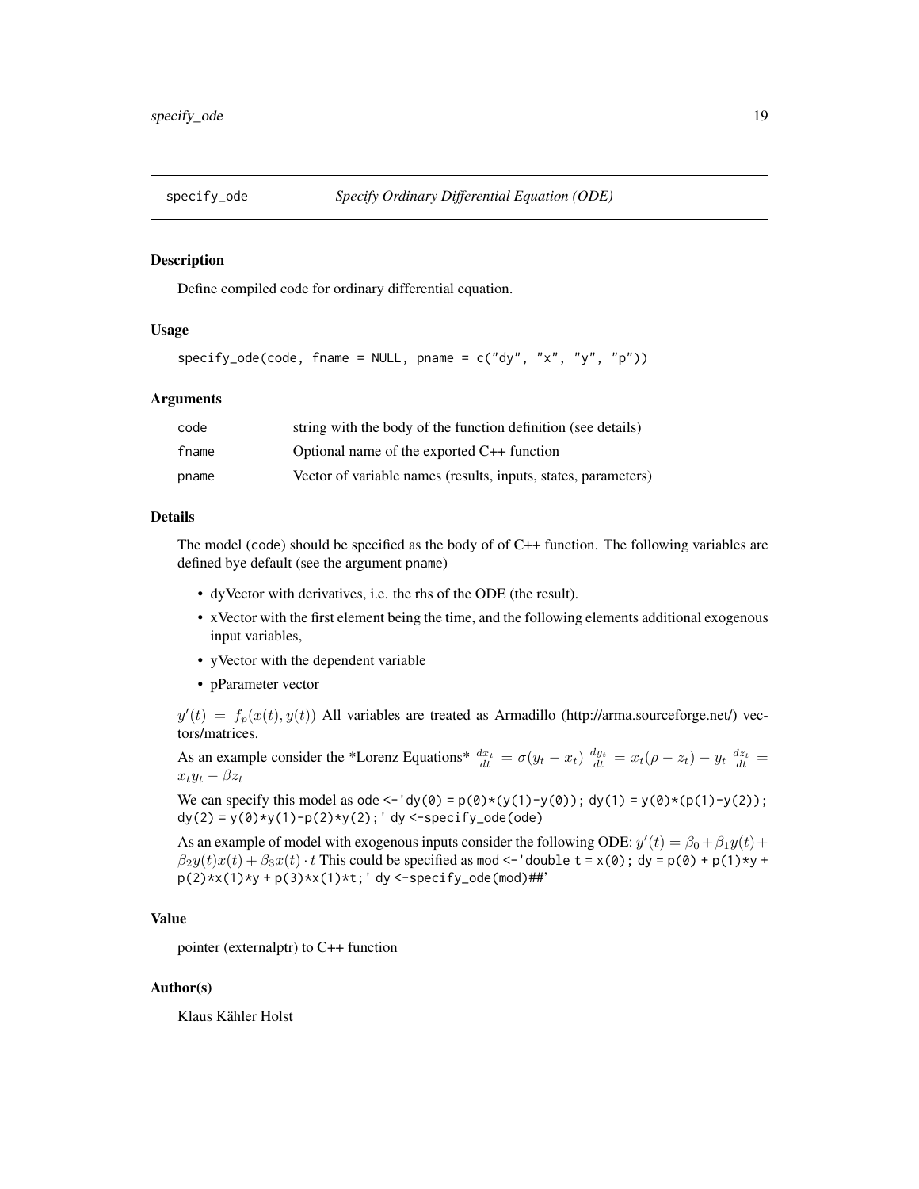`specify_ode` *Specify Ordinary Differential Equation (ODE)*

### Description

Define compiled code for ordinary differential equation.

### Usage

```
specify_ode(code, fname = NULL, pname = c("dy", "x", "y", "p"))
```

### Arguments

| | |
|---|---|
| code | string with the body of the function definition (see details) |
| fname | Optional name of the exported C++ function |
| pname | Vector of variable names (results, inputs, states, parameters) |

### Details

The model (`code`) should be specified as the body of of C++ function. The following variables are defined bye default (see the argument `pname`)

- dyVector with derivatives, i.e. the rhs of the ODE (the result).
- xVector with the first element being the time, and the following elements additional exogenous input variables,
- yVector with the dependent variable
- pParameter vector

$y'(t) = f_p(x(t), y(t))$ All variables are treated as Armadillo (http://arma.sourceforge.net/) vectors/matrices.

As an example consider the *Lorenz Equations* $\frac{dx_t}{dt} = \sigma(y_t - x_t)$ $\frac{dy_t}{dt} = x_t(\rho - z_t) - y_t$ $\frac{dz_t}{dt} = x_t y_t - \beta z_t$

We can specify this model as `ode <-'dy(0) = p(0)*(y(1)-y(0)); dy(1) = y(0)*(p(1)-y(2)); dy(2) = y(0)*y(1)-p(2)*y(2);' dy <-specify_ode(ode)`

As an example of model with exogenous inputs consider the following ODE: $y'(t) = \beta_0 + \beta_1 y(t) + \beta_2 y(t) x(t) + \beta_3 x(t) \cdot t$ This could be specified as `mod <-'double t = x(0); dy = p(0) + p(1)*y + p(2)*x(1)*y + p(3)*x(1)*t;' dy <-specify_ode(mod)##'`

### Value

pointer (externalptr) to C++ function

### Author(s)

Klaus Kähler Holst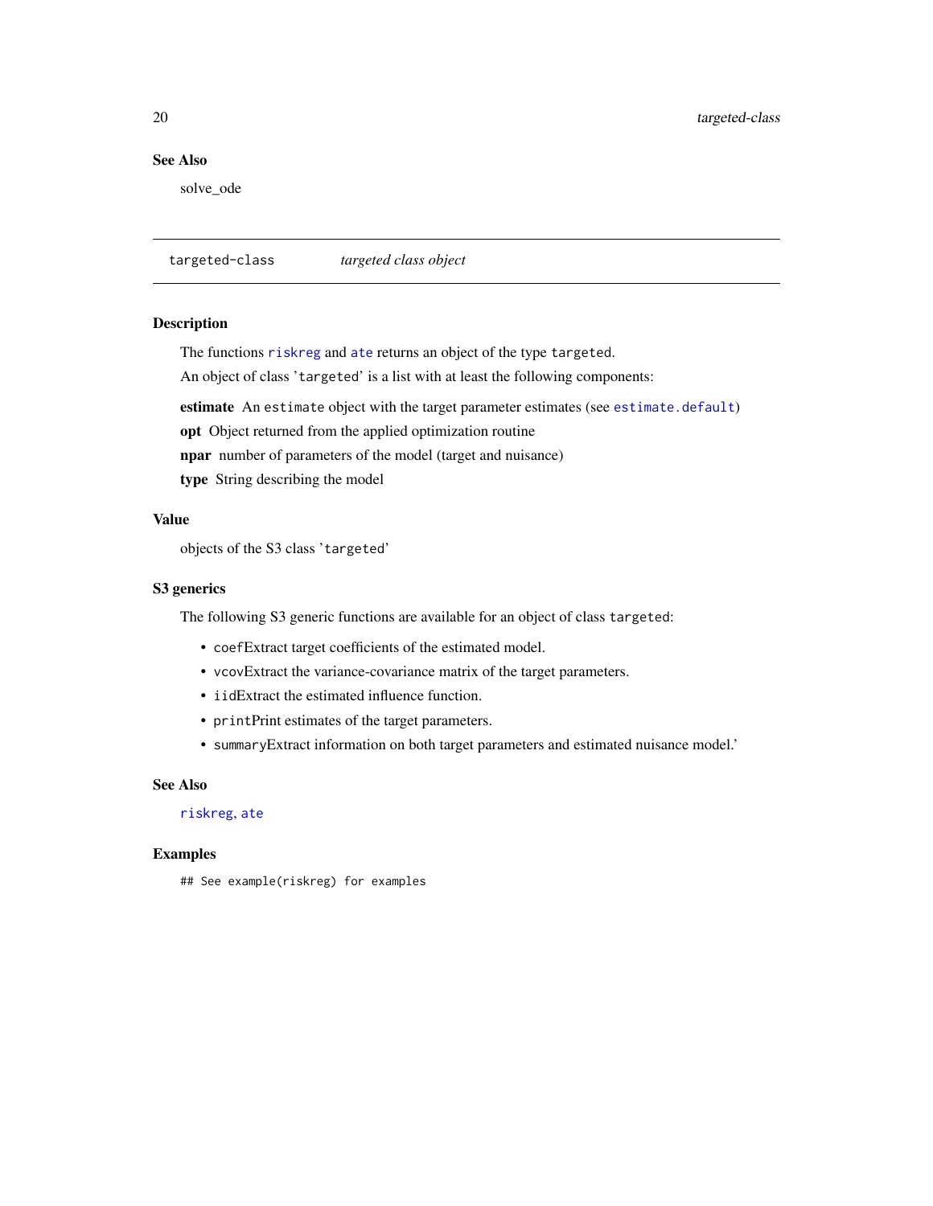## See Also

solve_ode

---

`targeted-class` *targeted class object*

---

### Description

The functions `riskreg` and `ate` returns an object of the type `targeted`.

An object of class '`targeted`' is a list with at least the following components:

**estimate** An `estimate` object with the target parameter estimates (see `estimate.default`)

**opt** Object returned from the applied optimization routine

**npar** number of parameters of the model (target and nuisance)

**type** String describing the model

### Value

objects of the S3 class '`targeted`'

### S3 generics

The following S3 generic functions are available for an object of class `targeted`:

- `coef`Extract target coefficients of the estimated model.
- `vcov`Extract the variance-covariance matrix of the target parameters.
- `iid`Extract the estimated influence function.
- `print`Print estimates of the target parameters.
- `summary`Extract information on both target parameters and estimated nuisance model.'

### See Also

`riskreg`, `ate`

### Examples

```
## See example(riskreg) for examples
```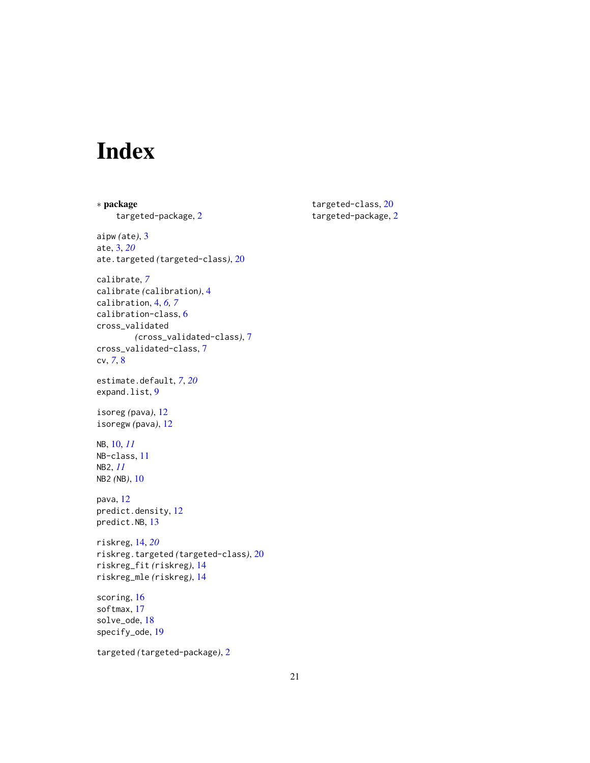# Index

∗ **package**
targeted-package, 2

aipw *(*ate*)*, 3
ate, 3, *20*
ate.targeted *(*targeted-class*)*, 20

calibrate, *7*
calibrate *(*calibration*)*, 4
calibration, 4, *6, 7*
calibration-class, 6
cross_validated *(*cross_validated-class*)*, 7
cross_validated-class, 7
cv, *7*, 8

estimate.default, *7*, *20*
expand.list, 9

isoreg *(*pava*)*, 12
isoregw *(*pava*)*, 12

NB, 10, *11*
NB-class, 11
NB2, *11*
NB2 *(*NB*)*, 10

pava, 12
predict.density, 12
predict.NB, 13

riskreg, 14, *20*
riskreg.targeted *(*targeted-class*)*, 20
riskreg_fit *(*riskreg*)*, 14
riskreg_mle *(*riskreg*)*, 14

scoring, 16
softmax, 17
solve_ode, 18
specify_ode, 19

targeted *(*targeted-package*)*, 2
targeted-class, 20
targeted-package, 2